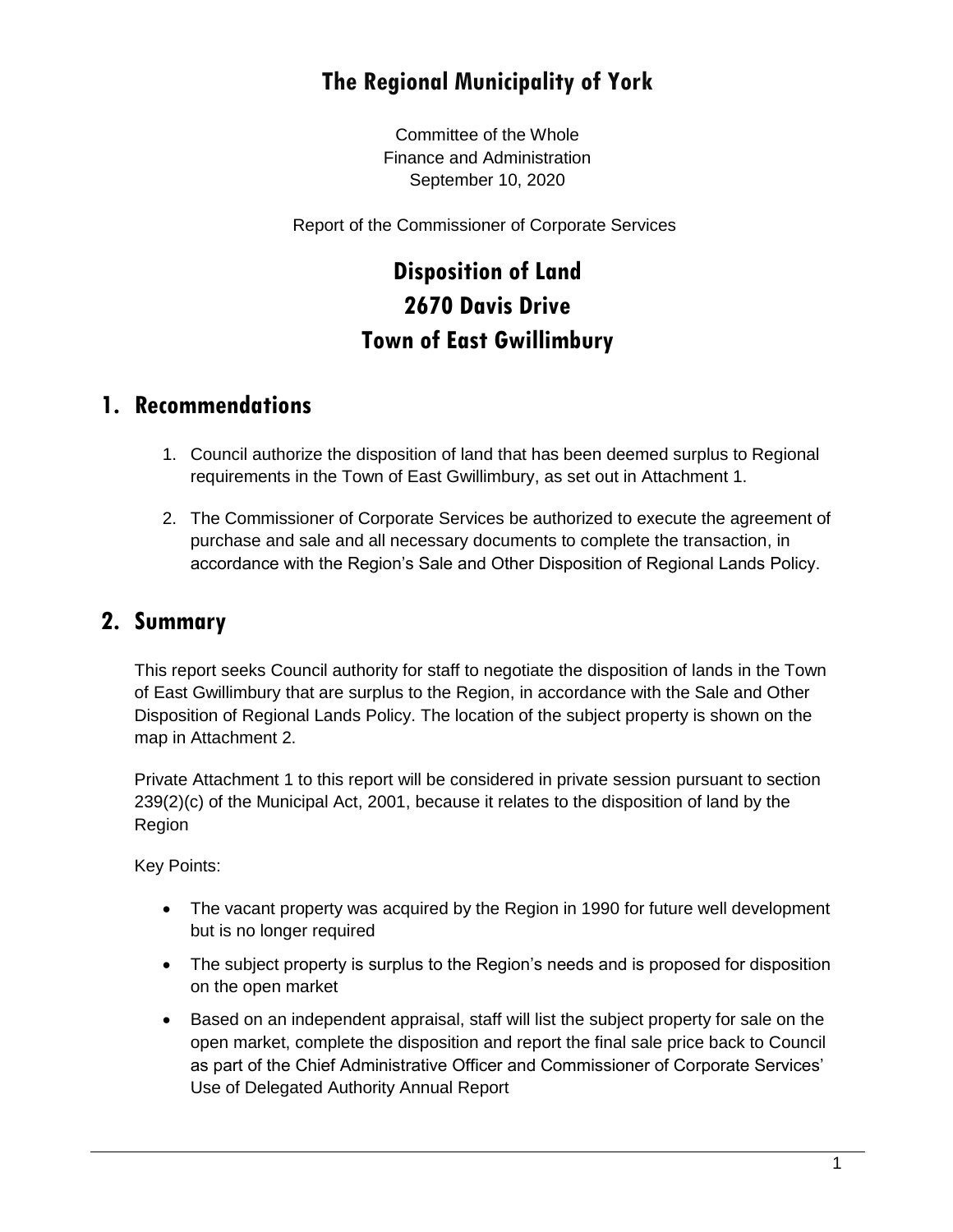# The Regional Municipality of York

Committee of the Whole
Finance and Administration
September 10, 2020

Report of the Commissioner of Corporate Services

# Disposition of Land
# 2670 Davis Drive
# Town of East Gwillimbury

## 1. Recommendations

1. Council authorize the disposition of land that has been deemed surplus to Regional requirements in the Town of East Gwillimbury, as set out in Attachment 1.

2. The Commissioner of Corporate Services be authorized to execute the agreement of purchase and sale and all necessary documents to complete the transaction, in accordance with the Region's Sale and Other Disposition of Regional Lands Policy.

## 2. Summary

This report seeks Council authority for staff to negotiate the disposition of lands in the Town of East Gwillimbury that are surplus to the Region, in accordance with the Sale and Other Disposition of Regional Lands Policy. The location of the subject property is shown on the map in Attachment 2.

Private Attachment 1 to this report will be considered in private session pursuant to section 239(2)(c) of the Municipal Act, 2001, because it relates to the disposition of land by the Region

Key Points:

- The vacant property was acquired by the Region in 1990 for future well development but is no longer required
- The subject property is surplus to the Region's needs and is proposed for disposition on the open market
- Based on an independent appraisal, staff will list the subject property for sale on the open market, complete the disposition and report the final sale price back to Council as part of the Chief Administrative Officer and Commissioner of Corporate Services' Use of Delegated Authority Annual Report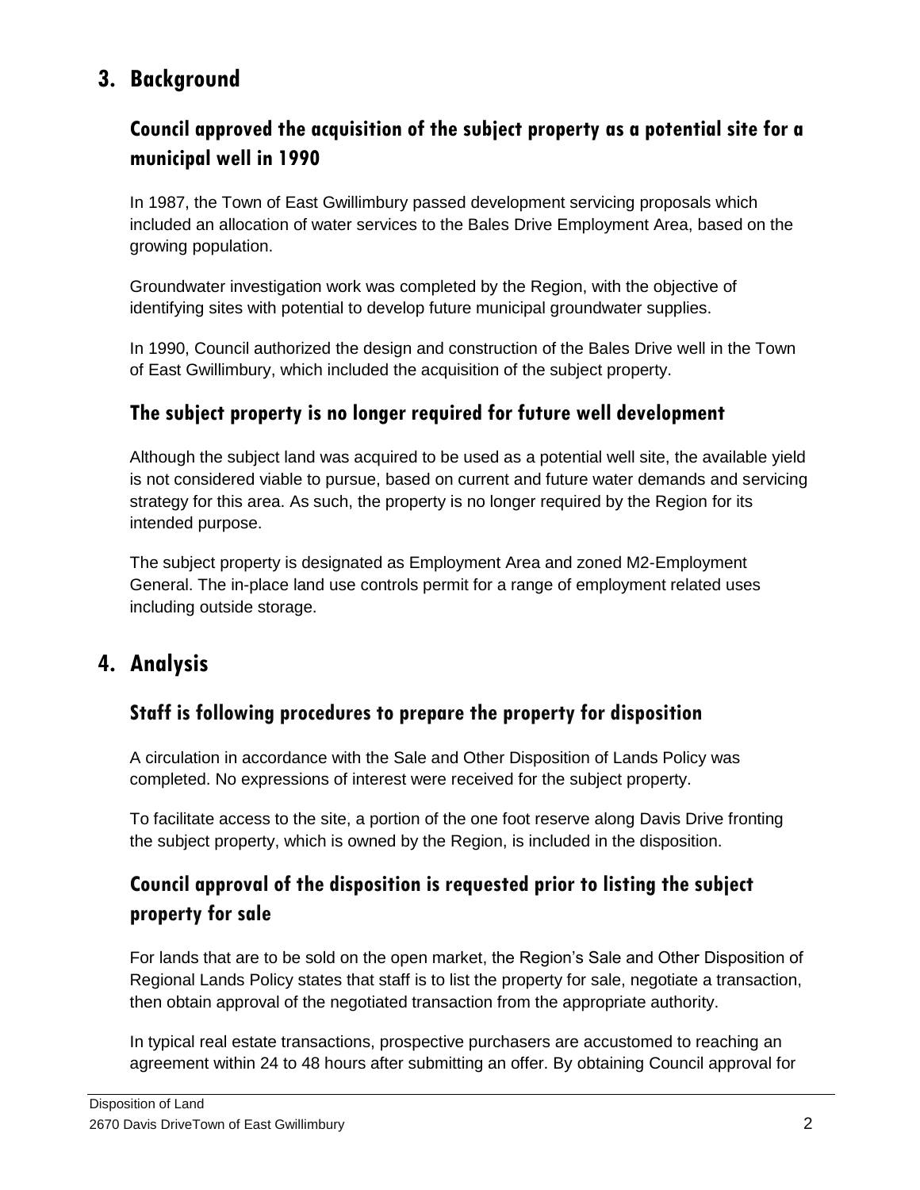## 3. Background

### Council approved the acquisition of the subject property as a potential site for a municipal well in 1990

In 1987, the Town of East Gwillimbury passed development servicing proposals which included an allocation of water services to the Bales Drive Employment Area, based on the growing population.

Groundwater investigation work was completed by the Region, with the objective of identifying sites with potential to develop future municipal groundwater supplies.

In 1990, Council authorized the design and construction of the Bales Drive well in the Town of East Gwillimbury, which included the acquisition of the subject property.

### The subject property is no longer required for future well development

Although the subject land was acquired to be used as a potential well site, the available yield is not considered viable to pursue, based on current and future water demands and servicing strategy for this area. As such, the property is no longer required by the Region for its intended purpose.

The subject property is designated as Employment Area and zoned M2-Employment General. The in-place land use controls permit for a range of employment related uses including outside storage.

## 4. Analysis

### Staff is following procedures to prepare the property for disposition

A circulation in accordance with the Sale and Other Disposition of Lands Policy was completed. No expressions of interest were received for the subject property.

To facilitate access to the site, a portion of the one foot reserve along Davis Drive fronting the subject property, which is owned by the Region, is included in the disposition.

### Council approval of the disposition is requested prior to listing the subject property for sale

For lands that are to be sold on the open market, the Region's Sale and Other Disposition of Regional Lands Policy states that staff is to list the property for sale, negotiate a transaction, then obtain approval of the negotiated transaction from the appropriate authority.

In typical real estate transactions, prospective purchasers are accustomed to reaching an agreement within 24 to 48 hours after submitting an offer. By obtaining Council approval for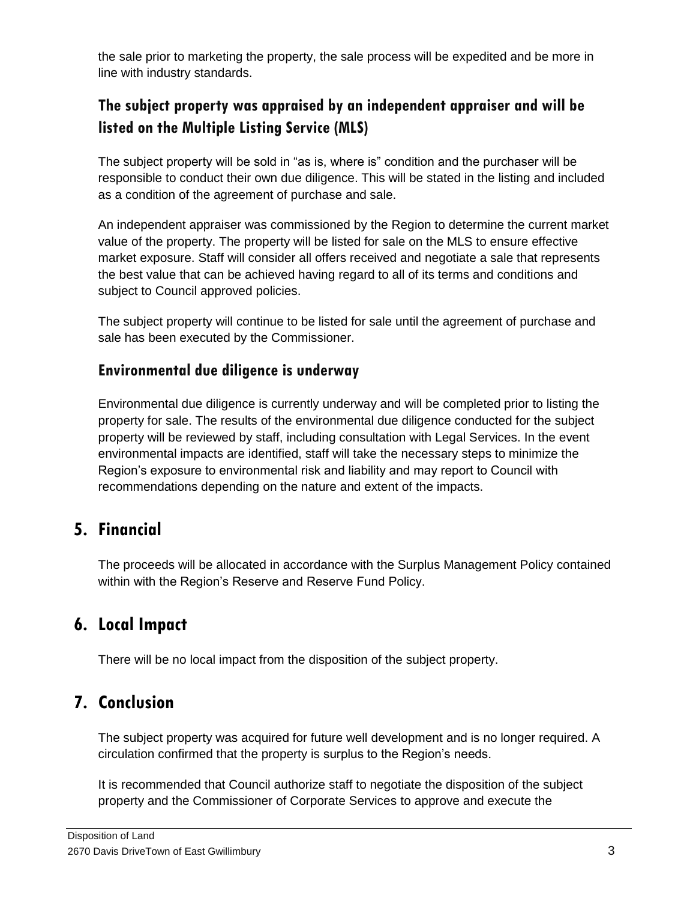the sale prior to marketing the property, the sale process will be expedited and be more in line with industry standards.

### The subject property was appraised by an independent appraiser and will be listed on the Multiple Listing Service (MLS)

The subject property will be sold in "as is, where is" condition and the purchaser will be responsible to conduct their own due diligence. This will be stated in the listing and included as a condition of the agreement of purchase and sale.

An independent appraiser was commissioned by the Region to determine the current market value of the property. The property will be listed for sale on the MLS to ensure effective market exposure. Staff will consider all offers received and negotiate a sale that represents the best value that can be achieved having regard to all of its terms and conditions and subject to Council approved policies.

The subject property will continue to be listed for sale until the agreement of purchase and sale has been executed by the Commissioner.

### Environmental due diligence is underway

Environmental due diligence is currently underway and will be completed prior to listing the property for sale. The results of the environmental due diligence conducted for the subject property will be reviewed by staff, including consultation with Legal Services. In the event environmental impacts are identified, staff will take the necessary steps to minimize the Region's exposure to environmental risk and liability and may report to Council with recommendations depending on the nature and extent of the impacts.

## 5. Financial

The proceeds will be allocated in accordance with the Surplus Management Policy contained within with the Region's Reserve and Reserve Fund Policy.

## 6. Local Impact

There will be no local impact from the disposition of the subject property.

## 7. Conclusion

The subject property was acquired for future well development and is no longer required. A circulation confirmed that the property is surplus to the Region's needs.

It is recommended that Council authorize staff to negotiate the disposition of the subject property and the Commissioner of Corporate Services to approve and execute the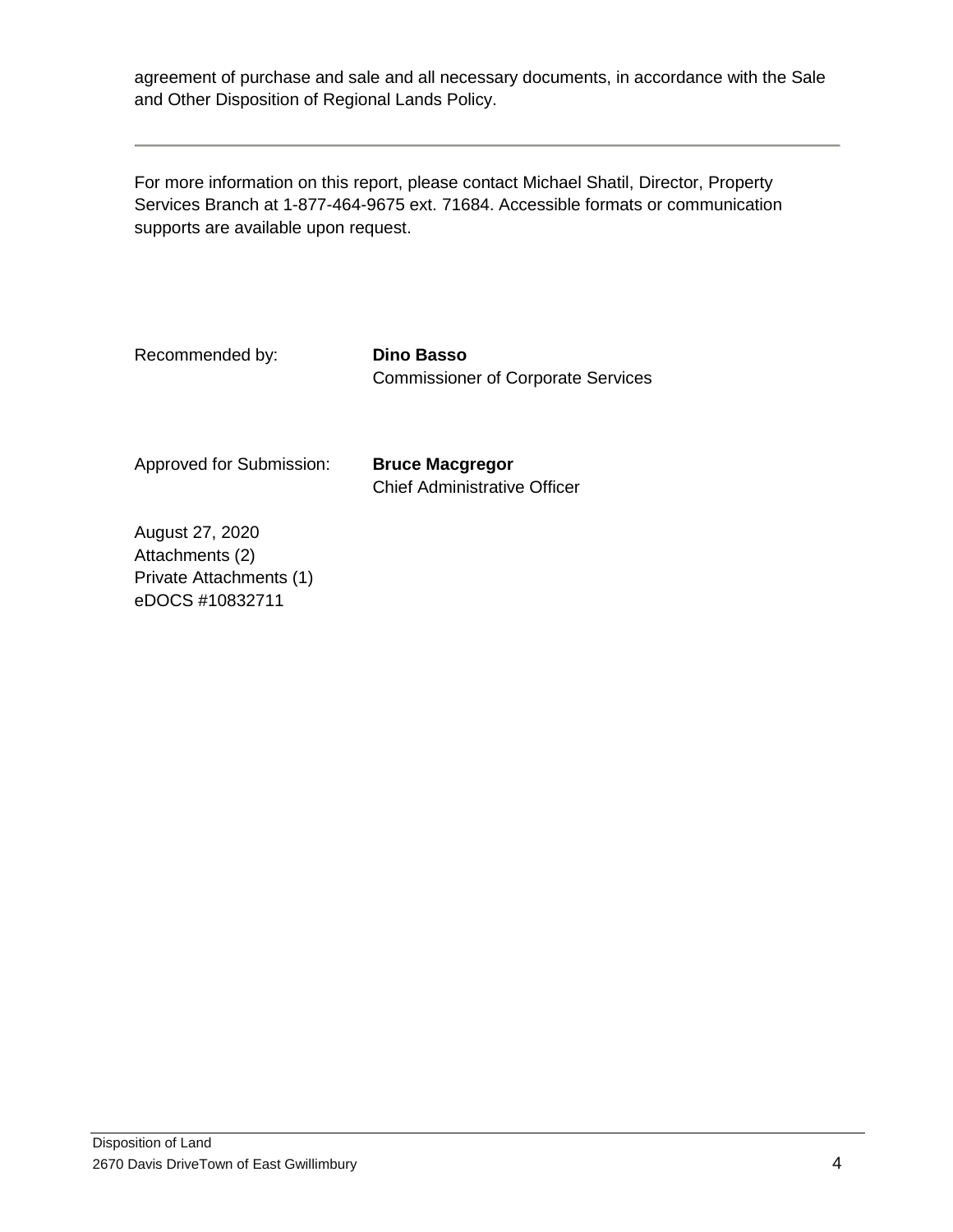agreement of purchase and sale and all necessary documents, in accordance with the Sale and Other Disposition of Regional Lands Policy.

---

For more information on this report, please contact Michael Shatil, Director, Property Services Branch at 1-877-464-9675 ext. 71684. Accessible formats or communication supports are available upon request.

Recommended by: **Dino Basso**
Commissioner of Corporate Services

Approved for Submission: **Bruce Macgregor**
Chief Administrative Officer

August 27, 2020
Attachments (2)
Private Attachments (1)
eDOCS #10832711